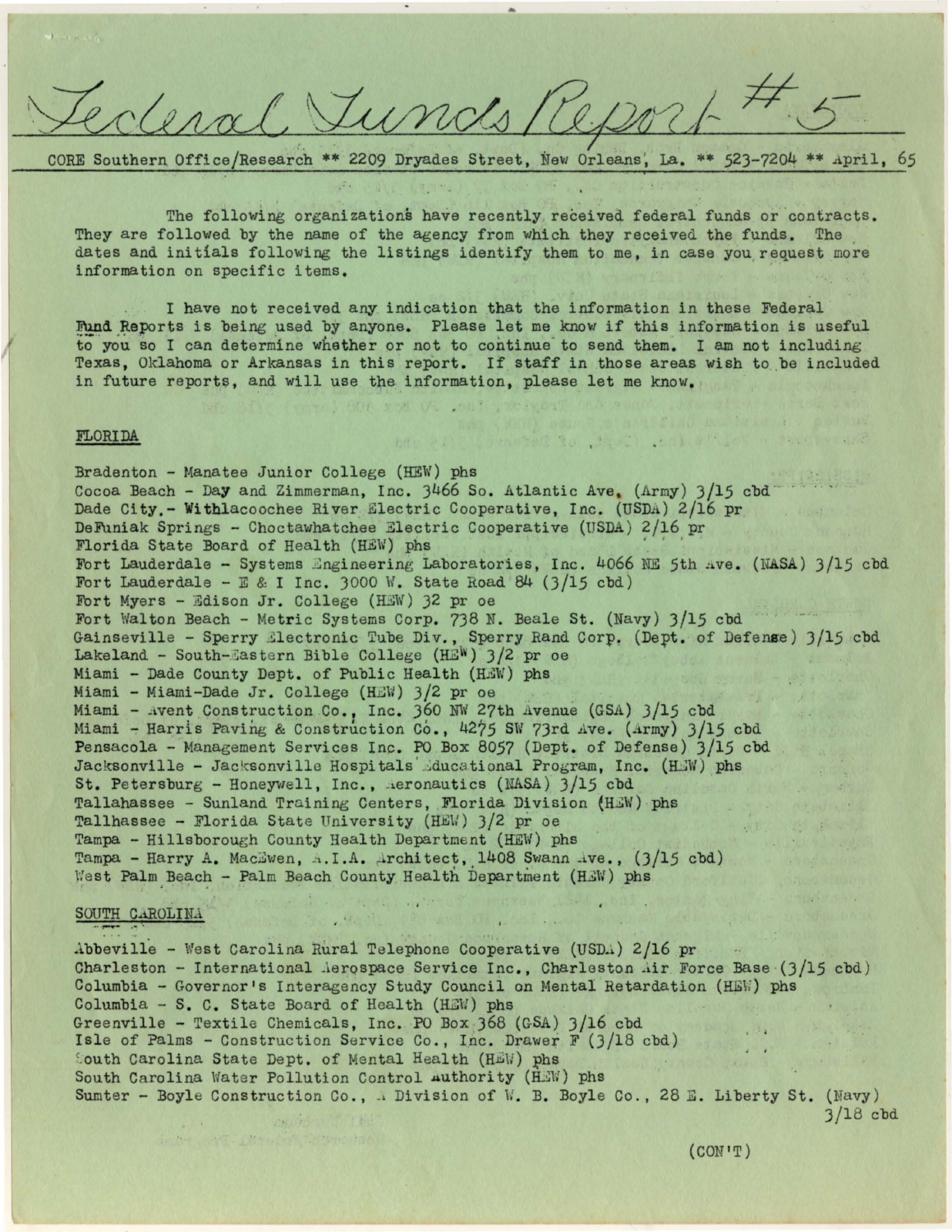# Federal Funds Report #5

CORE Southern Office/Research ** 2209 Dryades Street, New Orleans, La. ** 523-7204 ** April, 65

The following organizations have recently received federal funds or contracts. They are followed by the name of the agency from which they received the funds. The dates and initials following the listings identify them to me, in case you request more information on specific items.

I have not received any indication that the information in these Federal Fund Reports is being used by anyone. Please let me know if this information is useful to you so I can determine whether or not to continue to send them. I am not including Texas, Oklahoma or Arkansas in this report. If staff in those areas wish to be included in future reports, and will use the information, please let me know.

## FLORIDA

Bradenton - Manatee Junior College (HEW) phs
Cocoa Beach - Day and Zimmerman, Inc. 3466 So. Atlantic Ave. (Army) 3/15 cbd
Dade City - Withlacoochee River Electric Cooperative, Inc. (USDA) 2/16 pr
DeFuniak Springs - Choctawhatchee Electric Cooperative (USDA) 2/16 pr
Florida State Board of Health (HEW) phs
Fort Lauderdale - Systems Engineering Laboratories, Inc. 4066 NE 5th Ave. (NASA) 3/15 cbd
Fort Lauderdale - E & I Inc. 3000 W. State Road 84 (3/15 cbd)
Fort Myers - Edison Jr. College (HEW) 32 pr oe
Fort Walton Beach - Metric Systems Corp. 738 N. Beale St. (Navy) 3/15 cbd
Gainseville - Sperry Electronic Tube Div., Sperry Rand Corp. (Dept. of Defense) 3/15 cbd
Lakeland - South-Eastern Bible College (HEW) 3/2 pr oe
Miami - Dade County Dept. of Public Health (HEW) phs
Miami - Miami-Dade Jr. College (HEW) 3/2 pr oe
Miami - Avent Construction Co., Inc. 360 NW 27th Avenue (GSA) 3/15 cbd
Miami - Harris Paving & Construction Co., 4275 SW 73rd Ave. (Army) 3/15 cbd
Pensacola - Management Services Inc. PO Box 8057 (Dept. of Defense) 3/15 cbd
Jacksonville - Jacksonville Hospitals Educational Program, Inc. (HEW) phs
St. Petersburg - Honeywell, Inc., Aeronautics (NASA) 3/15 cbd
Tallahassee - Sunland Training Centers, Florida Division (HEW) phs
Tallhassee - Florida State University (HEW) 3/2 pr oe
Tampa - Hillsborough County Health Department (HEW) phs
Tampa - Harry A. MacEwen, A.I.A. Architect, 1408 Swann Ave., (3/15 cbd)
West Palm Beach - Palm Beach County Health Department (HEW) phs

## SOUTH CAROLINA

Abbeville - West Carolina Rural Telephone Cooperative (USDA) 2/16 pr
Charleston - International Aerospace Service Inc., Charleston Air Force Base (3/15 cbd)
Columbia - Governor's Interagency Study Council on Mental Retardation (HEW) phs
Columbia - S. C. State Board of Health (HEW) phs
Greenville - Textile Chemicals, Inc. PO Box 368 (GSA) 3/16 cbd
Isle of Palms - Construction Service Co., Inc. Drawer F (3/18 cbd)
South Carolina State Dept. of Mental Health (HEW) phs
South Carolina Water Pollution Control Authority (HEW) phs
Sumter - Boyle Construction Co., A Division of W. B. Boyle Co., 28 E. Liberty St. (Navy) 3/18 cbd

(CON'T)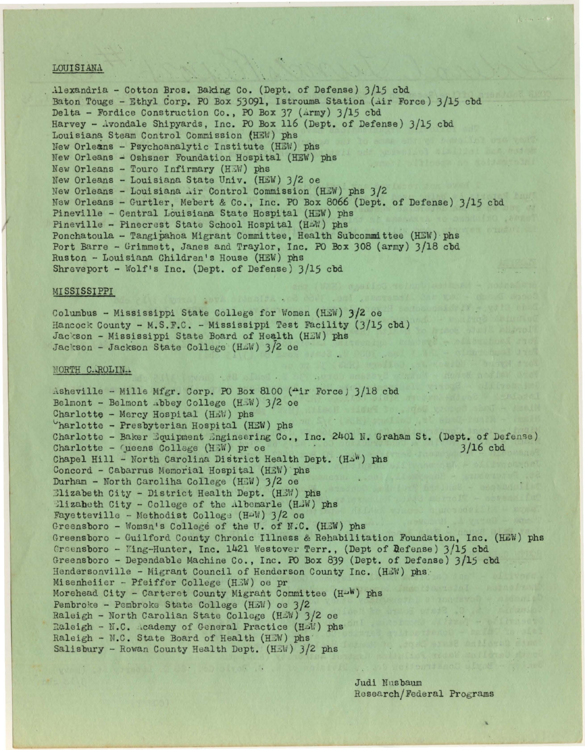## LOUISIANA

Alexandria - Cotton Bros. Baking Co. (Dept. of Defense) 3/15 cbd
Baton Touge - Ethyl Corp. PO Box 53091, Istrouma Station (Air Force) 3/15 cbd
Delta - Fordice Construction Co., PO Box 37 (Army) 3/15 cbd
Harvey - Avondale Shipyards, Inc. PO Box 116 (Dept. of Defense) 3/15 cbd
Louisiana Steam Control Commission (HEW) phs
New Orleans - Psychoanalytic Institute (HEW) phs
New Orleans - Oshsner Foundation Hospital (HEW) phs
New Orleans - Touro Infirmary (HEW) phs
New Orleans - Louisiana State Univ. (HEW) 3/2 oe
New Orleans - Louisiana Air Control Commission (HEW) phs 3/2
New Orleans - Gurtler, Mebert & Co., Inc. PO Box 8066 (Dept. of Defense) 3/15 cbd
Pineville - Central Louisiana State Hospital (HEW) phs
Pineville - Pinecrest State School Hospital (HEW) phs
Ponchatoula - Tangipahoa Migrant Committee, Health Subcommittee (HEW) phs
Port Barre - Grimmett, Janes and Traylor, Inc. PO Box 308 (army) 3/18 cbd
Ruston - Louisiana Children's House (HEW) phs
Shreveport - Wolf's Inc. (Dept. of Defense) 3/15 cbd

## MISSISSIPPI

Columbus - Mississippi State College for Women (HEW) 3/2 oe
Hancock County - M.S.F.C. - Mississippi Test Facility (3/15 cbd)
Jackson - Mississippi State Board of Health (HEW) phs
Jackson - Jackson State College (HEW) 3/2 oe

## NORTH CAROLINA

Asheville - Mille Mfgr. Corp. PO Box 8100 (Air Force) 3/18 cbd
Belmont - Belmont Abbey College (HEW) 3/2 oe
Charlotte - Mercy Hospital (HEW) phs
Charlotte - Presbyterian Hospital (HEW) phs
Charlotte - Baker Equipment Engineering Co., Inc. 2401 N. Graham St. (Dept. of Defense) 3/16 cbd
Charlotte - Queens College (HEW) pr oe
Chapel Hill - North Carolina District Health Dept. (HEW) phs
Concord - Cabarrus Memorial Hospital (HEW) phs
Durham - North Caroliha College (HEW) 3/2 oe
Elizabeth City - District Health Dept. (HEW) phs
Elizabeth City - College of the Albemarle (HEW) phs
Fayetteville - Methodist College (HEW) 3/2 oe
Greensboro - Womsn's College of the U. of N.C. (HEW) phs
Greensboro - Guilford County Chronic Illness & Rehabilitation Foundation, Inc. (HEW) phs
Greensboro - King-Hunter, Inc. 1421 Westover Terr., (Dept of Defense) 3/15 cbd
Greensboro - Dependable Machine Co., Inc. PO Box 839 (Dept. of Defense) 3/15 cbd
Hendersonville - Migrant Council of Henderson County Inc. (HEW) phs
Misenheiier - Pfeiffer College (HEW) oe pr
Morehead City - Carteret County Migrant Committee (HEW) phs
Pembroke - Pembroke State College (HEW) oe 3/2
Raleigh - North Carolian State College (HEW) 3/2 oe
Raleigh - N.C. Academy of General Practice (HEW) phs
Raleigh - N.C. State Board of Health (HEW) phs
Salisbury - Rowan County Health Dept. (HEW) 3/2 phs

Judi Nusbaum
Research/Federal Programs